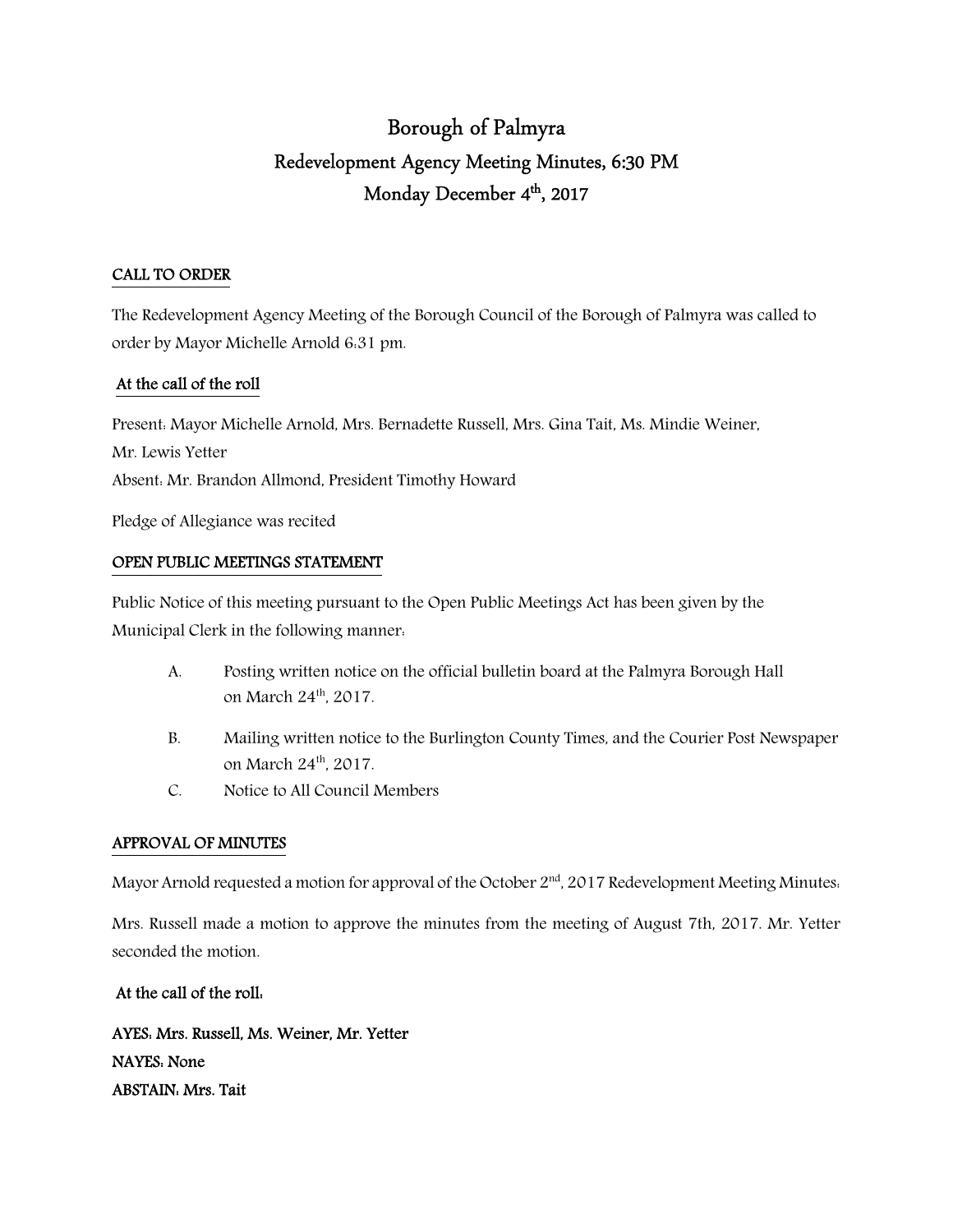# Borough of Palmyra

## Redevelopment Agency Meeting Minutes, 6:30 PM

## Monday December 4th, 2017

### CALL TO ORDER

The Redevelopment Agency Meeting of the Borough Council of the Borough of Palmyra was called to order by Mayor Michelle Arnold 6:31 pm.

### At the call of the roll

Present: Mayor Michelle Arnold, Mrs. Bernadette Russell, Mrs. Gina Tait, Ms. Mindie Weiner, Mr. Lewis Yetter

Absent: Mr. Brandon Allmond, President Timothy Howard

Pledge of Allegiance was recited

### OPEN PUBLIC MEETINGS STATEMENT

Public Notice of this meeting pursuant to the Open Public Meetings Act has been given by the Municipal Clerk in the following manner:

A. Posting written notice on the official bulletin board at the Palmyra Borough Hall on March 24th, 2017.

B. Mailing written notice to the Burlington County Times, and the Courier Post Newspaper on March 24th, 2017.

C. Notice to All Council Members

### APPROVAL OF MINUTES

Mayor Arnold requested a motion for approval of the October 2nd, 2017 Redevelopment Meeting Minutes:

Mrs. Russell made a motion to approve the minutes from the meeting of August 7th, 2017. Mr. Yetter seconded the motion.

**At the call of the roll:**

**AYES: Mrs. Russell, Ms. Weiner, Mr. Yetter**

**NAYES: None**

**ABSTAIN: Mrs. Tait**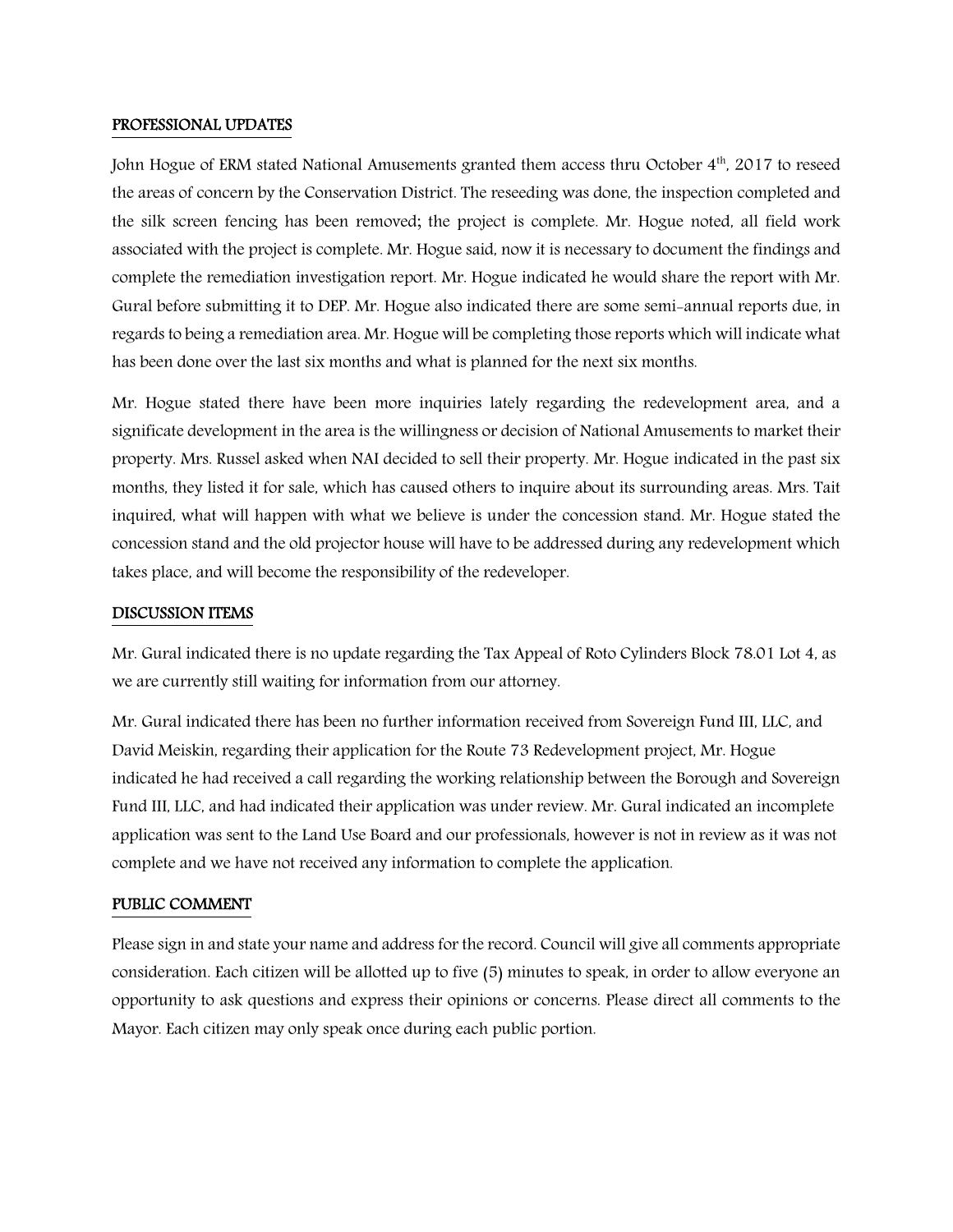## PROFESSIONAL UPDATES

John Hogue of ERM stated National Amusements granted them access thru October 4th, 2017 to reseed the areas of concern by the Conservation District. The reseeding was done, the inspection completed and the silk screen fencing has been removed; the project is complete. Mr. Hogue noted, all field work associated with the project is complete. Mr. Hogue said, now it is necessary to document the findings and complete the remediation investigation report. Mr. Hogue indicated he would share the report with Mr. Gural before submitting it to DEP. Mr. Hogue also indicated there are some semi-annual reports due, in regards to being a remediation area. Mr. Hogue will be completing those reports which will indicate what has been done over the last six months and what is planned for the next six months.

Mr. Hogue stated there have been more inquiries lately regarding the redevelopment area, and a significate development in the area is the willingness or decision of National Amusements to market their property. Mrs. Russel asked when NAI decided to sell their property. Mr. Hogue indicated in the past six months, they listed it for sale, which has caused others to inquire about its surrounding areas. Mrs. Tait inquired, what will happen with what we believe is under the concession stand. Mr. Hogue stated the concession stand and the old projector house will have to be addressed during any redevelopment which takes place, and will become the responsibility of the redeveloper.

## DISCUSSION ITEMS

Mr. Gural indicated there is no update regarding the Tax Appeal of Roto Cylinders Block 78.01 Lot 4, as we are currently still waiting for information from our attorney.

Mr. Gural indicated there has been no further information received from Sovereign Fund III, LLC, and David Meiskin, regarding their application for the Route 73 Redevelopment project, Mr. Hogue indicated he had received a call regarding the working relationship between the Borough and Sovereign Fund III, LLC, and had indicated their application was under review. Mr. Gural indicated an incomplete application was sent to the Land Use Board and our professionals, however is not in review as it was not complete and we have not received any information to complete the application.

## PUBLIC COMMENT

Please sign in and state your name and address for the record. Council will give all comments appropriate consideration. Each citizen will be allotted up to five (5) minutes to speak, in order to allow everyone an opportunity to ask questions and express their opinions or concerns. Please direct all comments to the Mayor. Each citizen may only speak once during each public portion.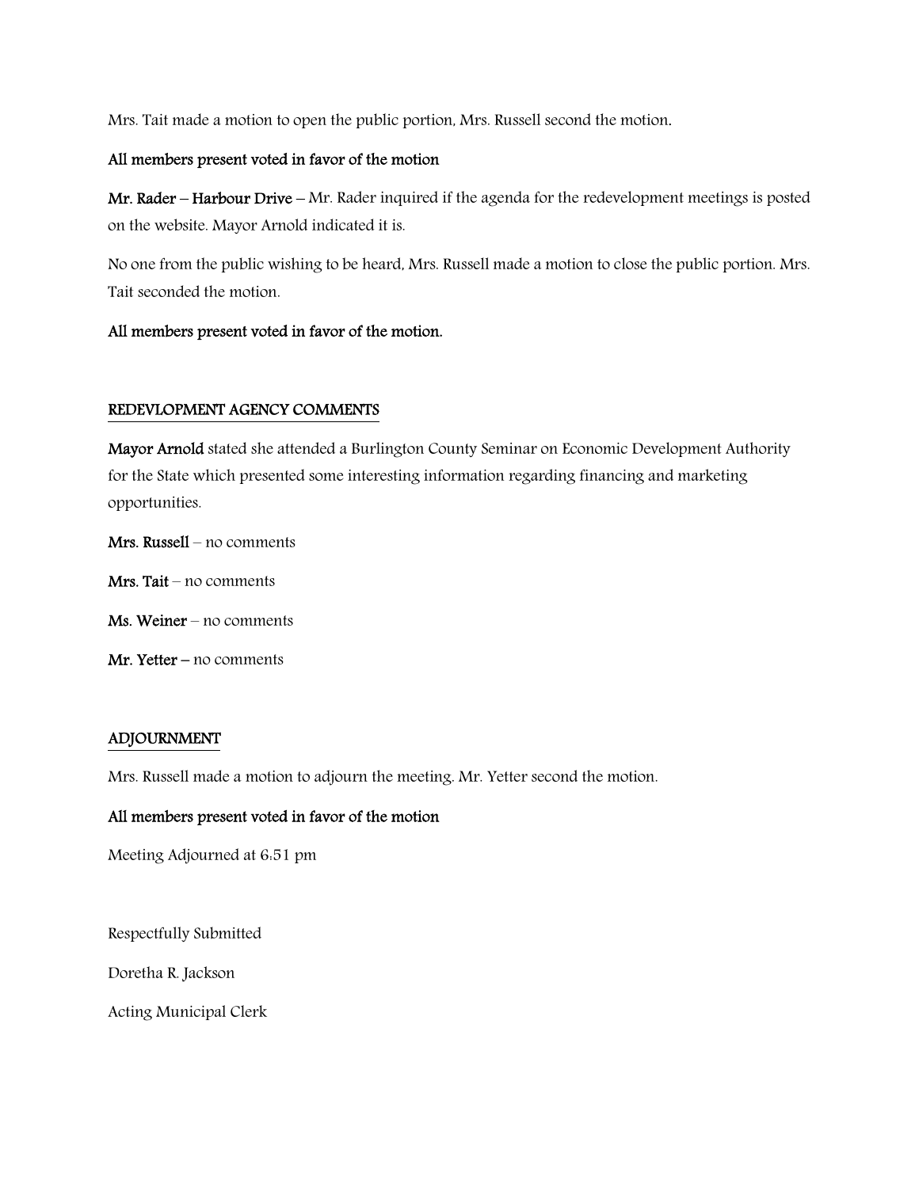Mrs. Tait made a motion to open the public portion, Mrs. Russell second the motion.

**All members present voted in favor of the motion**

**Mr. Rader – Harbour Drive** – Mr. Rader inquired if the agenda for the redevelopment meetings is posted on the website. Mayor Arnold indicated it is.

No one from the public wishing to be heard, Mrs. Russell made a motion to close the public portion. Mrs. Tait seconded the motion.

**All members present voted in favor of the motion.**

## REDEVLOPMENT AGENCY COMMENTS

**Mayor Arnold** stated she attended a Burlington County Seminar on Economic Development Authority for the State which presented some interesting information regarding financing and marketing opportunities.

**Mrs. Russell** – no comments

**Mrs. Tait** – no comments

**Ms. Weiner** – no comments

**Mr. Yetter** – no comments

## ADJOURNMENT

Mrs. Russell made a motion to adjourn the meeting. Mr. Yetter second the motion.

**All members present voted in favor of the motion**

Meeting Adjourned at 6:51 pm

Respectfully Submitted

Doretha R. Jackson

Acting Municipal Clerk